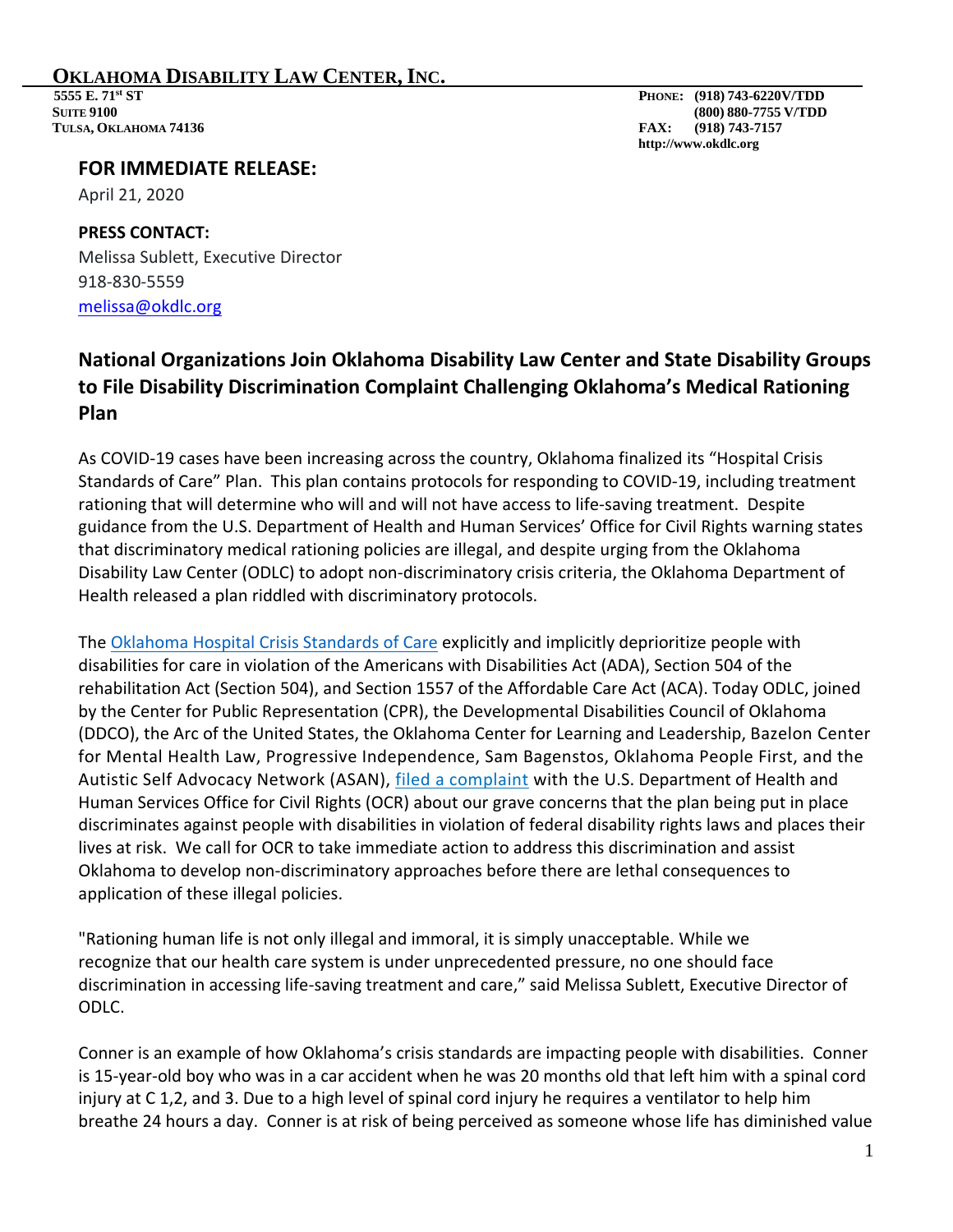**OKLAHOMA DISABILITY LAW CENTER, INC.**

5555 E. 71st ST
SUITE 9100
TULSA, OKLAHOMA 74136

PHONE: (918) 743-6220V/TDD
(800) 880-7755 V/TDD
FAX: (918) 743-7157
http://www.okdlc.org

**FOR IMMEDIATE RELEASE:**

April 21, 2020

**PRESS CONTACT:**

Melissa Sublett, Executive Director
918-830-5559
melissa@okdlc.org

## National Organizations Join Oklahoma Disability Law Center and State Disability Groups to File Disability Discrimination Complaint Challenging Oklahoma's Medical Rationing Plan

As COVID-19 cases have been increasing across the country, Oklahoma finalized its "Hospital Crisis Standards of Care" Plan. This plan contains protocols for responding to COVID-19, including treatment rationing that will determine who will and will not have access to life-saving treatment. Despite guidance from the U.S. Department of Health and Human Services' Office for Civil Rights warning states that discriminatory medical rationing policies are illegal, and despite urging from the Oklahoma Disability Law Center (ODLC) to adopt non-discriminatory crisis criteria, the Oklahoma Department of Health released a plan riddled with discriminatory protocols.

The Oklahoma Hospital Crisis Standards of Care explicitly and implicitly deprioritize people with disabilities for care in violation of the Americans with Disabilities Act (ADA), Section 504 of the rehabilitation Act (Section 504), and Section 1557 of the Affordable Care Act (ACA). Today ODLC, joined by the Center for Public Representation (CPR), the Developmental Disabilities Council of Oklahoma (DDCO), the Arc of the United States, the Oklahoma Center for Learning and Leadership, Bazelon Center for Mental Health Law, Progressive Independence, Sam Bagenstos, Oklahoma People First, and the Autistic Self Advocacy Network (ASAN), filed a complaint with the U.S. Department of Health and Human Services Office for Civil Rights (OCR) about our grave concerns that the plan being put in place discriminates against people with disabilities in violation of federal disability rights laws and places their lives at risk. We call for OCR to take immediate action to address this discrimination and assist Oklahoma to develop non-discriminatory approaches before there are lethal consequences to application of these illegal policies.

"Rationing human life is not only illegal and immoral, it is simply unacceptable. While we recognize that our health care system is under unprecedented pressure, no one should face discrimination in accessing life-saving treatment and care," said Melissa Sublett, Executive Director of ODLC.

Conner is an example of how Oklahoma's crisis standards are impacting people with disabilities. Conner is 15-year-old boy who was in a car accident when he was 20 months old that left him with a spinal cord injury at C 1,2, and 3. Due to a high level of spinal cord injury he requires a ventilator to help him breathe 24 hours a day. Conner is at risk of being perceived as someone whose life has diminished value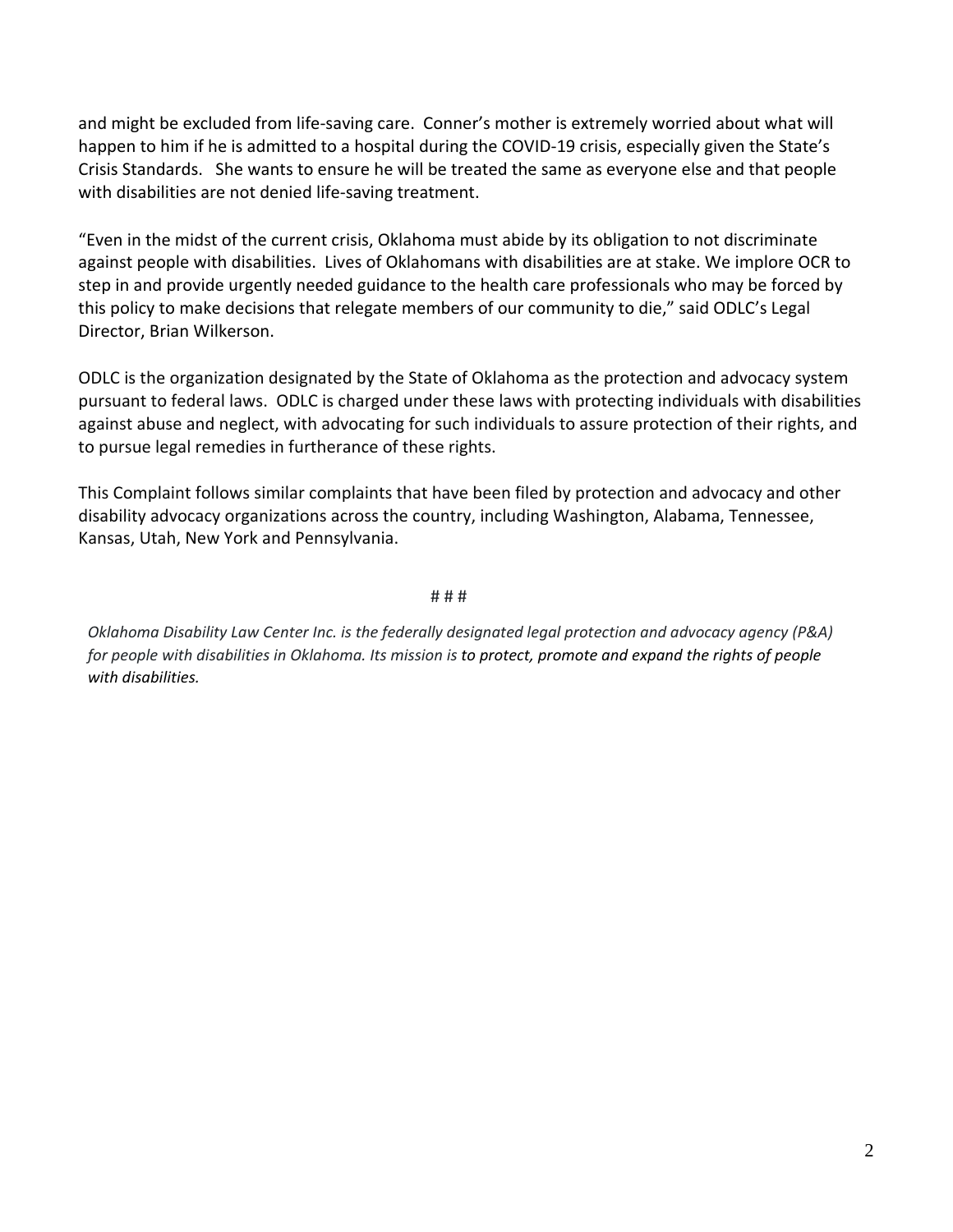and might be excluded from life-saving care. Conner's mother is extremely worried about what will happen to him if he is admitted to a hospital during the COVID-19 crisis, especially given the State's Crisis Standards. She wants to ensure he will be treated the same as everyone else and that people with disabilities are not denied life-saving treatment.

"Even in the midst of the current crisis, Oklahoma must abide by its obligation to not discriminate against people with disabilities. Lives of Oklahomans with disabilities are at stake. We implore OCR to step in and provide urgently needed guidance to the health care professionals who may be forced by this policy to make decisions that relegate members of our community to die," said ODLC's Legal Director, Brian Wilkerson.

ODLC is the organization designated by the State of Oklahoma as the protection and advocacy system pursuant to federal laws. ODLC is charged under these laws with protecting individuals with disabilities against abuse and neglect, with advocating for such individuals to assure protection of their rights, and to pursue legal remedies in furtherance of these rights.

This Complaint follows similar complaints that have been filed by protection and advocacy and other disability advocacy organizations across the country, including Washington, Alabama, Tennessee, Kansas, Utah, New York and Pennsylvania.

# # #

*Oklahoma Disability Law Center Inc. is the federally designated legal protection and advocacy agency (P&A) for people with disabilities in Oklahoma. Its mission is **to protect, promote and expand the rights of people with disabilities.***